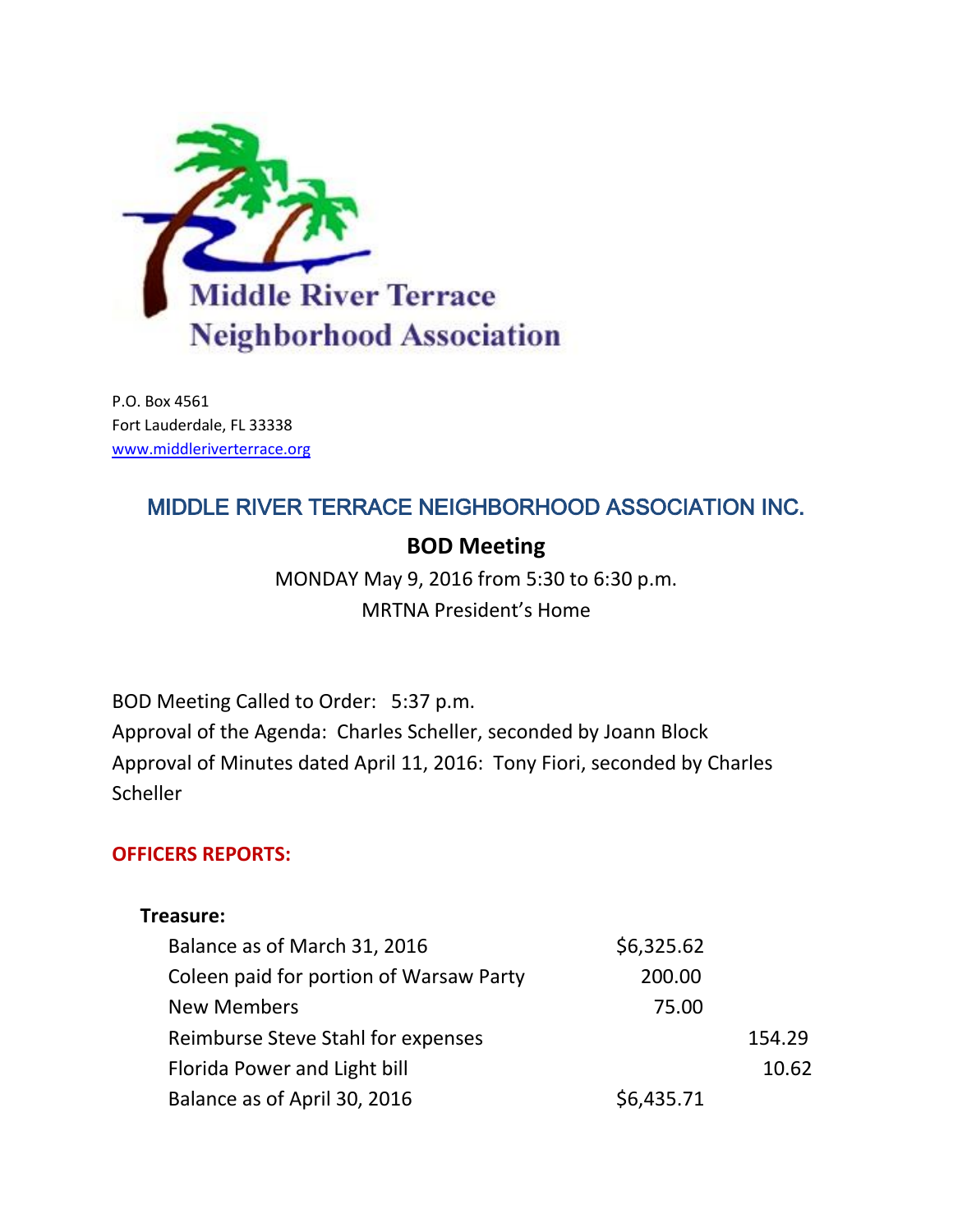Middle River Terrace Neighborhood Association

P.O. Box 4561
Fort Lauderdale, FL 33338
www.middleriverterrace.org

## MIDDLE RIVER TERRACE NEIGHBORHOOD ASSOCIATION INC.

### BOD Meeting

MONDAY May 9, 2016 from 5:30 to 6:30 p.m.
MRTNA President's Home

BOD Meeting Called to Order: 5:37 p.m.
Approval of the Agenda: Charles Scheller, seconded by Joann Block
Approval of Minutes dated April 11, 2016: Tony Fiori, seconded by Charles Scheller

**OFFICERS REPORTS:**

**Treasure:**

| | | |
|---|---|---|
| Balance as of March 31, 2016 | $6,325.62 | |
| Coleen paid for portion of Warsaw Party | 200.00 | |
| New Members | 75.00 | |
| Reimburse Steve Stahl for expenses | | 154.29 |
| Florida Power and Light bill | | 10.62 |
| Balance as of April 30, 2016 | $6,435.71 | |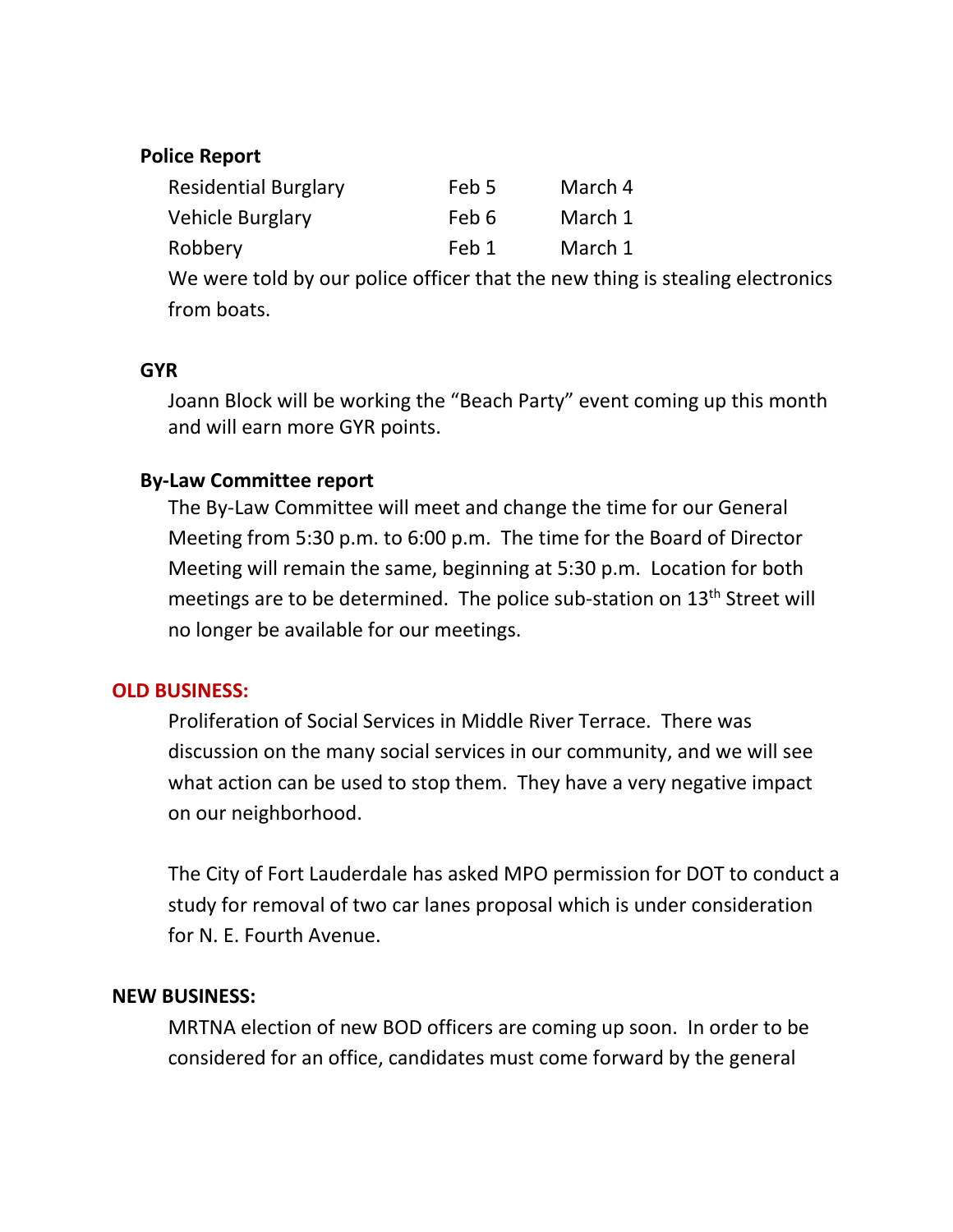**Police Report**

| | | |
|---|---|---|
| Residential Burglary | Feb 5 | March 4 |
| Vehicle Burglary | Feb 6 | March 1 |
| Robbery | Feb 1 | March 1 |

We were told by our police officer that the new thing is stealing electronics from boats.

**GYR**

Joann Block will be working the "Beach Party" event coming up this month and will earn more GYR points.

**By-Law Committee report**

The By-Law Committee will meet and change the time for our General Meeting from 5:30 p.m. to 6:00 p.m. The time for the Board of Director Meeting will remain the same, beginning at 5:30 p.m. Location for both meetings are to be determined. The police sub-station on 13th Street will no longer be available for our meetings.

**OLD BUSINESS:**

Proliferation of Social Services in Middle River Terrace. There was discussion on the many social services in our community, and we will see what action can be used to stop them. They have a very negative impact on our neighborhood.

The City of Fort Lauderdale has asked MPO permission for DOT to conduct a study for removal of two car lanes proposal which is under consideration for N. E. Fourth Avenue.

**NEW BUSINESS:**

MRTNA election of new BOD officers are coming up soon. In order to be considered for an office, candidates must come forward by the general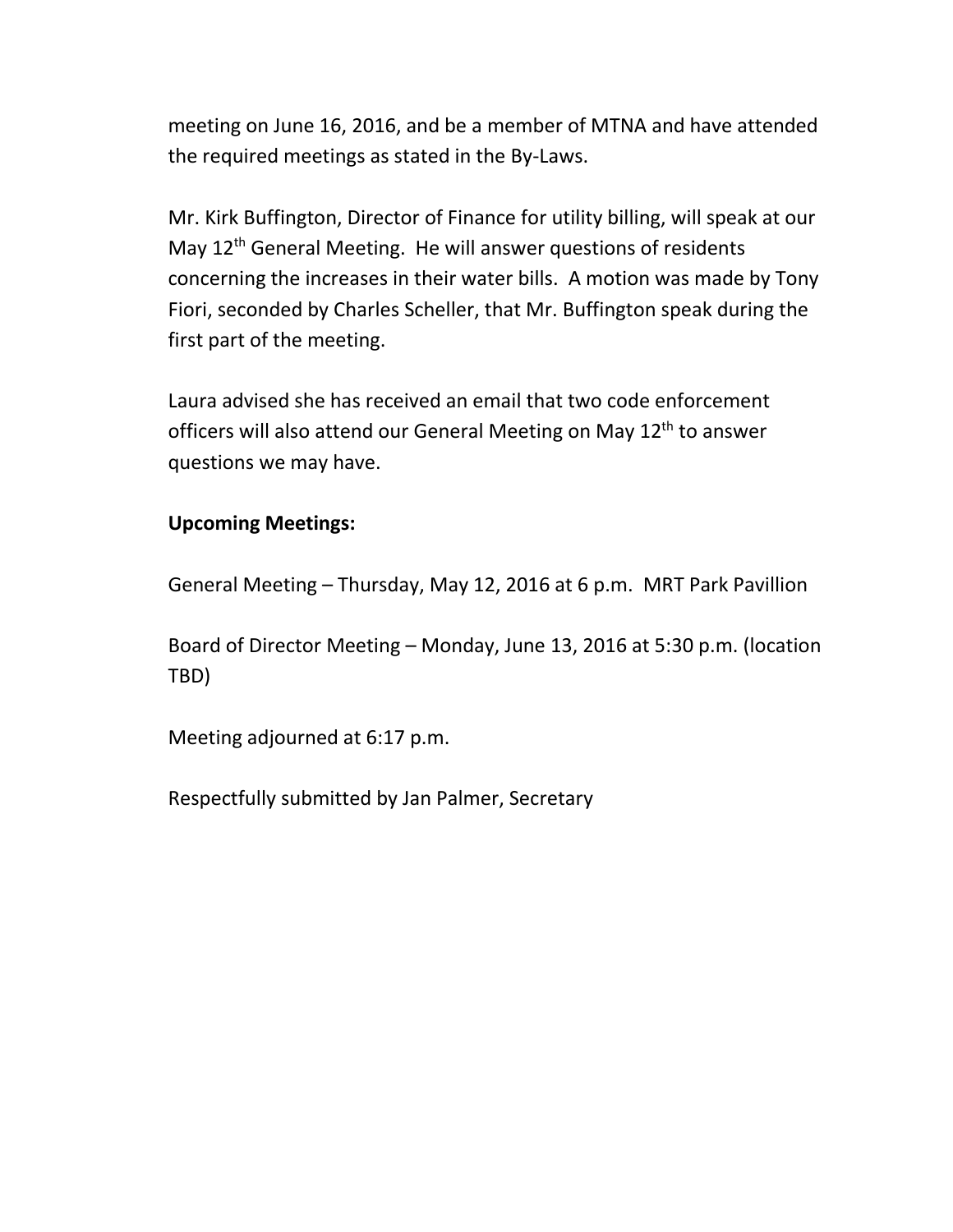meeting on June 16, 2016, and be a member of MTNA and have attended the required meetings as stated in the By-Laws.

Mr. Kirk Buffington, Director of Finance for utility billing, will speak at our May 12th General Meeting. He will answer questions of residents concerning the increases in their water bills. A motion was made by Tony Fiori, seconded by Charles Scheller, that Mr. Buffington speak during the first part of the meeting.

Laura advised she has received an email that two code enforcement officers will also attend our General Meeting on May 12th to answer questions we may have.

**Upcoming Meetings:**

General Meeting – Thursday, May 12, 2016 at 6 p.m. MRT Park Pavillion

Board of Director Meeting – Monday, June 13, 2016 at 5:30 p.m. (location TBD)

Meeting adjourned at 6:17 p.m.

Respectfully submitted by Jan Palmer, Secretary